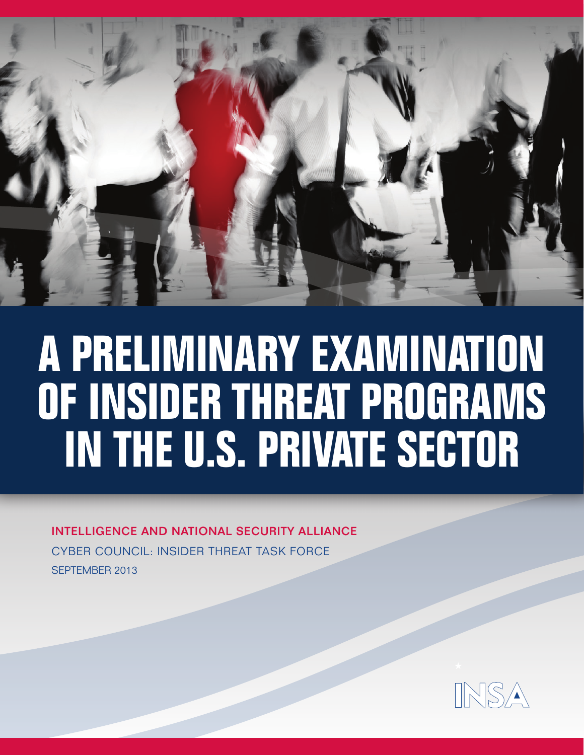# A PRELIMINARY EXAMINATION OF INSIDER THREAT PROGRAMS IN THE U.S. PRIVATE SECTOR

INTELLIGENCE AND NATIONAL SECURITY ALLIANCE

CYBER COUNCIL: INSIDER THREAT TASK FORCE

SEPTEMBER 2013

INSA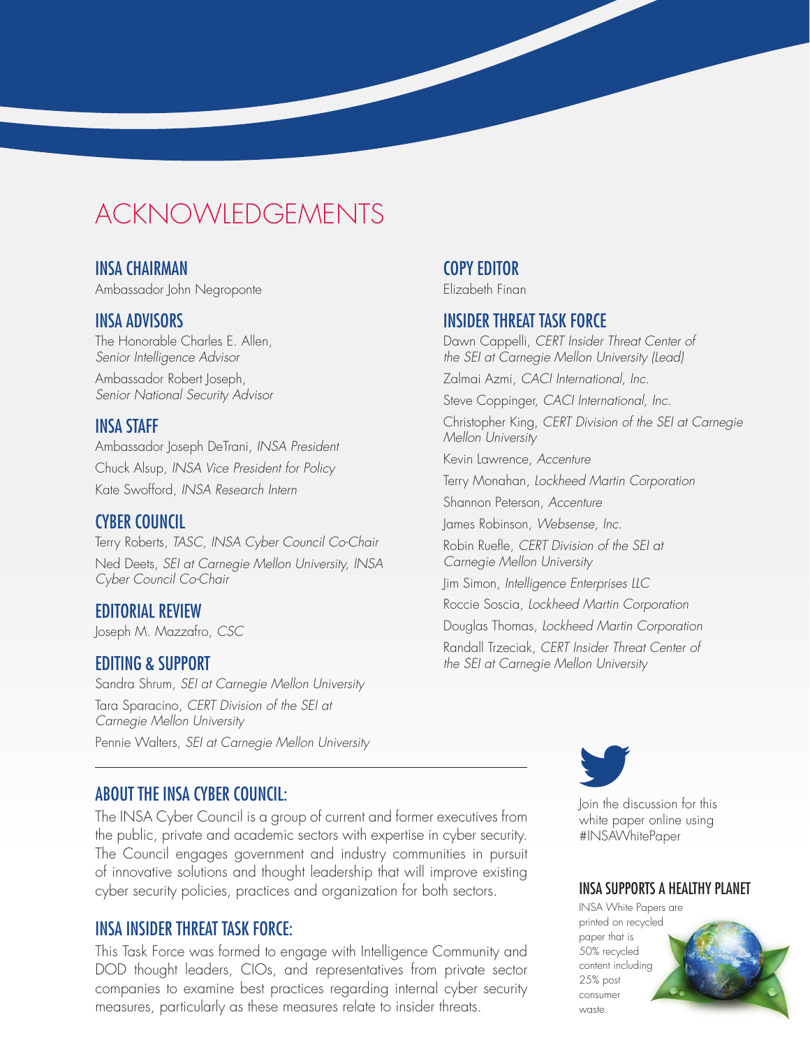# ACKNOWLEDGEMENTS

## INSA CHAIRMAN

Ambassador John Negroponte

## INSA ADVISORS

The Honorable Charles E. Allen, *Senior Intelligence Advisor*

Ambassador Robert Joseph, *Senior National Security Advisor*

## INSA STAFF

Ambassador Joseph DeTrani, *INSA President*

Chuck Alsup, *INSA Vice President for Policy*

Kate Swofford, *INSA Research Intern*

## CYBER COUNCIL

Terry Roberts, *TASC, INSA Cyber Council Co-Chair*

Ned Deets, *SEI at Carnegie Mellon University, INSA Cyber Council Co-Chair*

## EDITORIAL REVIEW

Joseph M. Mazzafro, *CSC*

## EDITING & SUPPORT

Sandra Shrum, *SEI at Carnegie Mellon University*

Tara Sparacino, *CERT Division of the SEI at Carnegie Mellon University*

Pennie Walters, *SEI at Carnegie Mellon University*

## COPY EDITOR

Elizabeth Finan

## INSIDER THREAT TASK FORCE

Dawn Cappelli, *CERT Insider Threat Center of the SEI at Carnegie Mellon University (Lead)*

Zalmai Azmi, *CACI International, Inc.*

Steve Coppinger, *CACI International, Inc.*

Christopher King, *CERT Division of the SEI at Carnegie Mellon University*

Kevin Lawrence, *Accenture*

Terry Monahan, *Lockheed Martin Corporation*

Shannon Peterson, *Accenture*

James Robinson, *Websense, Inc.*

Robin Ruefle, *CERT Division of the SEI at Carnegie Mellon University*

Jim Simon, *Intelligence Enterprises LLC*

Roccie Soscia, *Lockheed Martin Corporation*

Douglas Thomas, *Lockheed Martin Corporation*

Randall Trzeciak, *CERT Insider Threat Center of the SEI at Carnegie Mellon University*

## ABOUT THE INSA CYBER COUNCIL:

The INSA Cyber Council is a group of current and former executives from the public, private and academic sectors with expertise in cyber security. The Council engages government and industry communities in pursuit of innovative solutions and thought leadership that will improve existing cyber security policies, practices and organization for both sectors.

## INSA INSIDER THREAT TASK FORCE:

This Task Force was formed to engage with Intelligence Community and DOD thought leaders, CIOs, and representatives from private sector companies to examine best practices regarding internal cyber security measures, particularly as these measures relate to insider threats.

Join the discussion for this white paper online using #INSAWhitePaper

## INSA SUPPORTS A HEALTHY PLANET

INSA White Papers are printed on recycled paper that is 50% recycled content including 25% post consumer waste.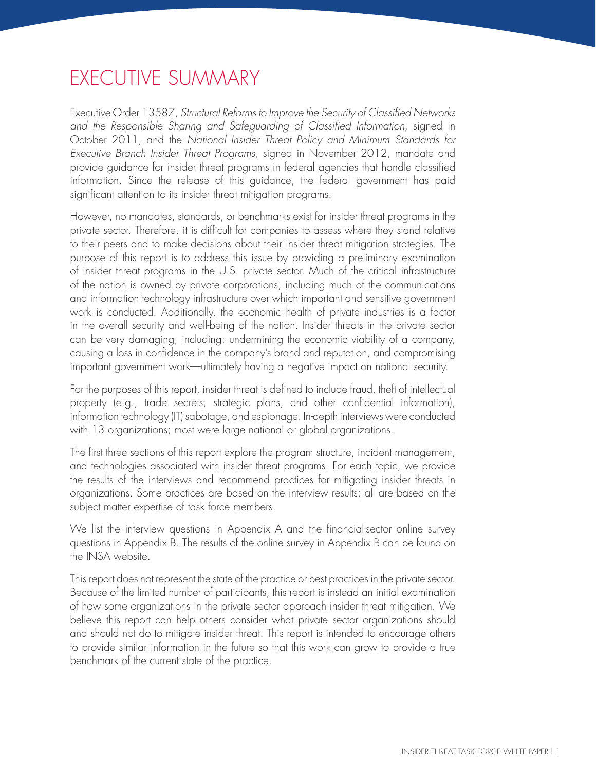# EXECUTIVE SUMMARY

Executive Order 13587, *Structural Reforms to Improve the Security of Classified Networks and the Responsible Sharing and Safeguarding of Classified Information,* signed in October 2011, and the *National Insider Threat Policy and Minimum Standards for Executive Branch Insider Threat Programs,* signed in November 2012, mandate and provide guidance for insider threat programs in federal agencies that handle classified information. Since the release of this guidance, the federal government has paid significant attention to its insider threat mitigation programs.

However, no mandates, standards, or benchmarks exist for insider threat programs in the private sector. Therefore, it is difficult for companies to assess where they stand relative to their peers and to make decisions about their insider threat mitigation strategies. The purpose of this report is to address this issue by providing a preliminary examination of insider threat programs in the U.S. private sector. Much of the critical infrastructure of the nation is owned by private corporations, including much of the communications and information technology infrastructure over which important and sensitive government work is conducted. Additionally, the economic health of private industries is a factor in the overall security and well-being of the nation. Insider threats in the private sector can be very damaging, including: undermining the economic viability of a company, causing a loss in confidence in the company's brand and reputation, and compromising important government work—ultimately having a negative impact on national security.

For the purposes of this report, insider threat is defined to include fraud, theft of intellectual property (e.g., trade secrets, strategic plans, and other confidential information), information technology (IT) sabotage, and espionage. In-depth interviews were conducted with 13 organizations; most were large national or global organizations.

The first three sections of this report explore the program structure, incident management, and technologies associated with insider threat programs. For each topic, we provide the results of the interviews and recommend practices for mitigating insider threats in organizations. Some practices are based on the interview results; all are based on the subject matter expertise of task force members.

We list the interview questions in Appendix A and the financial-sector online survey questions in Appendix B. The results of the online survey in Appendix B can be found on the INSA website.

This report does not represent the state of the practice or best practices in the private sector. Because of the limited number of participants, this report is instead an initial examination of how some organizations in the private sector approach insider threat mitigation. We believe this report can help others consider what private sector organizations should and should not do to mitigate insider threat. This report is intended to encourage others to provide similar information in the future so that this work can grow to provide a true benchmark of the current state of the practice.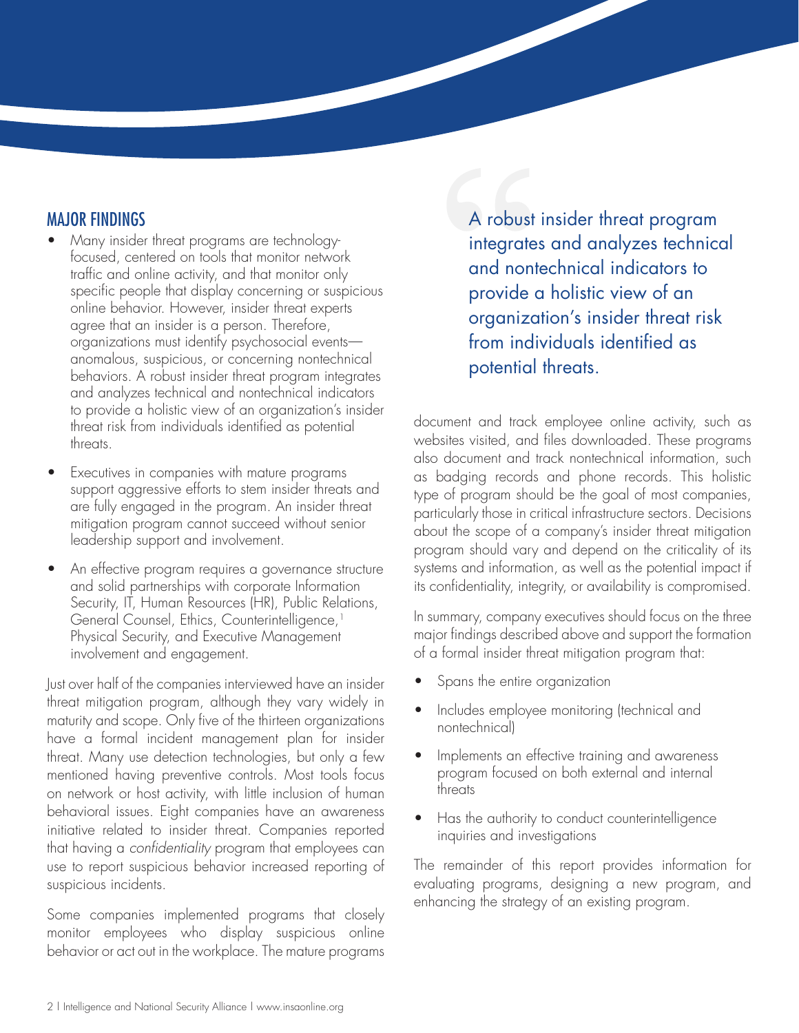## MAJOR FINDINGS

- Many insider threat programs are technology-focused, centered on tools that monitor network traffic and online activity, and that monitor only specific people that display concerning or suspicious online behavior. However, insider threat experts agree that an insider is a person. Therefore, organizations must identify psychosocial events—anomalous, suspicious, or concerning nontechnical behaviors. A robust insider threat program integrates and analyzes technical and nontechnical indicators to provide a holistic view of an organization's insider threat risk from individuals identified as potential threats.
- Executives in companies with mature programs support aggressive efforts to stem insider threats and are fully engaged in the program. An insider threat mitigation program cannot succeed without senior leadership support and involvement.
- An effective program requires a governance structure and solid partnerships with corporate Information Security, IT, Human Resources (HR), Public Relations, General Counsel, Ethics, Counterintelligence,[1] Physical Security, and Executive Management involvement and engagement.

Just over half of the companies interviewed have an insider threat mitigation program, although they vary widely in maturity and scope. Only five of the thirteen organizations have a formal incident management plan for insider threat. Many use detection technologies, but only a few mentioned having preventive controls. Most tools focus on network or host activity, with little inclusion of human behavioral issues. Eight companies have an awareness initiative related to insider threat. Companies reported that having a *confidentiality* program that employees can use to report suspicious behavior increased reporting of suspicious incidents.

Some companies implemented programs that closely monitor employees who display suspicious online behavior or act out in the workplace. The mature programs document and track employee online activity, such as websites visited, and files downloaded. These programs also document and track nontechnical information, such as badging records and phone records. This holistic type of program should be the goal of most companies, particularly those in critical infrastructure sectors. Decisions about the scope of a company's insider threat mitigation program should vary and depend on the criticality of its systems and information, as well as the potential impact if its confidentiality, integrity, or availability is compromised.

> A robust insider threat program integrates and analyzes technical and nontechnical indicators to provide a holistic view of an organization's insider threat risk from individuals identified as potential threats.

In summary, company executives should focus on the three major findings described above and support the formation of a formal insider threat mitigation program that:

- Spans the entire organization
- Includes employee monitoring (technical and nontechnical)
- Implements an effective training and awareness program focused on both external and internal threats
- Has the authority to conduct counterintelligence inquiries and investigations

The remainder of this report provides information for evaluating programs, designing a new program, and enhancing the strategy of an existing program.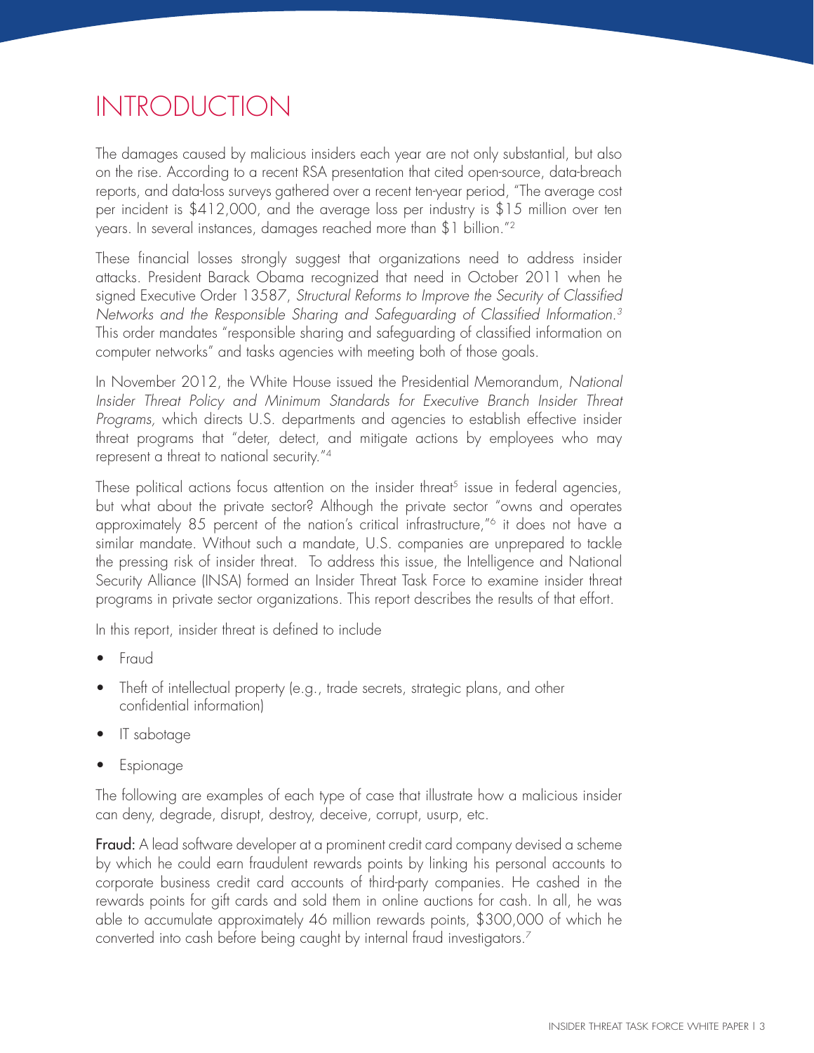# INTRODUCTION

The damages caused by malicious insiders each year are not only substantial, but also on the rise. According to a recent RSA presentation that cited open-source, data-breach reports, and data-loss surveys gathered over a recent ten-year period, "The average cost per incident is $412,000, and the average loss per industry is $15 million over ten years. In several instances, damages reached more than $1 billion."[2]

These financial losses strongly suggest that organizations need to address insider attacks. President Barack Obama recognized that need in October 2011 when he signed Executive Order 13587, *Structural Reforms to Improve the Security of Classified Networks and the Responsible Sharing and Safeguarding of Classified Information.*[3] This order mandates "responsible sharing and safeguarding of classified information on computer networks" and tasks agencies with meeting both of those goals.

In November 2012, the White House issued the Presidential Memorandum, *National Insider Threat Policy and Minimum Standards for Executive Branch Insider Threat Programs,* which directs U.S. departments and agencies to establish effective insider threat programs that "deter, detect, and mitigate actions by employees who may represent a threat to national security."[4]

These political actions focus attention on the insider threat[5] issue in federal agencies, but what about the private sector? Although the private sector "owns and operates approximately 85 percent of the nation's critical infrastructure,"[6] it does not have a similar mandate. Without such a mandate, U.S. companies are unprepared to tackle the pressing risk of insider threat. To address this issue, the Intelligence and National Security Alliance (INSA) formed an Insider Threat Task Force to examine insider threat programs in private sector organizations. This report describes the results of that effort.

In this report, insider threat is defined to include

- Fraud
- Theft of intellectual property (e.g., trade secrets, strategic plans, and other confidential information)
- IT sabotage
- Espionage

The following are examples of each type of case that illustrate how a malicious insider can deny, degrade, disrupt, destroy, deceive, corrupt, usurp, etc.

**Fraud:** A lead software developer at a prominent credit card company devised a scheme by which he could earn fraudulent rewards points by linking his personal accounts to corporate business credit card accounts of third-party companies. He cashed in the rewards points for gift cards and sold them in online auctions for cash. In all, he was able to accumulate approximately 46 million rewards points, $300,000 of which he converted into cash before being caught by internal fraud investigators.[7]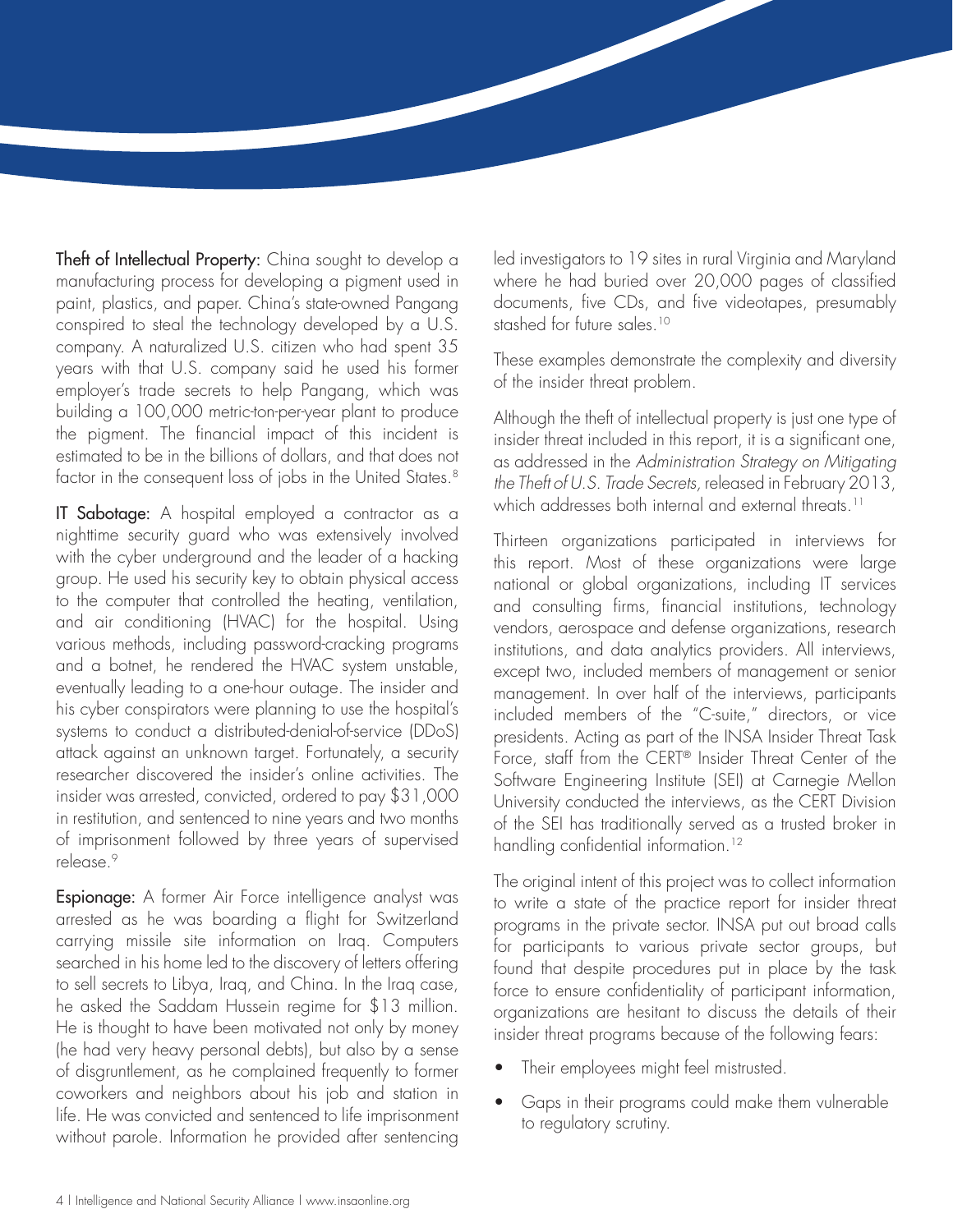**Theft of Intellectual Property:** China sought to develop a manufacturing process for developing a pigment used in paint, plastics, and paper. China's state-owned Pangang conspired to steal the technology developed by a U.S. company. A naturalized U.S. citizen who had spent 35 years with that U.S. company said he used his former employer's trade secrets to help Pangang, which was building a 100,000 metric-ton-per-year plant to produce the pigment. The financial impact of this incident is estimated to be in the billions of dollars, and that does not factor in the consequent loss of jobs in the United States.[8]

**IT Sabotage:** A hospital employed a contractor as a nighttime security guard who was extensively involved with the cyber underground and the leader of a hacking group. He used his security key to obtain physical access to the computer that controlled the heating, ventilation, and air conditioning (HVAC) for the hospital. Using various methods, including password-cracking programs and a botnet, he rendered the HVAC system unstable, eventually leading to a one-hour outage. The insider and his cyber conspirators were planning to use the hospital's systems to conduct a distributed-denial-of-service (DDoS) attack against an unknown target. Fortunately, a security researcher discovered the insider's online activities. The insider was arrested, convicted, ordered to pay $31,000 in restitution, and sentenced to nine years and two months of imprisonment followed by three years of supervised release.[9]

**Espionage:** A former Air Force intelligence analyst was arrested as he was boarding a flight for Switzerland carrying missile site information on Iraq. Computers searched in his home led to the discovery of letters offering to sell secrets to Libya, Iraq, and China. In the Iraq case, he asked the Saddam Hussein regime for $13 million. He is thought to have been motivated not only by money (he had very heavy personal debts), but also by a sense of disgruntlement, as he complained frequently to former coworkers and neighbors about his job and station in life. He was convicted and sentenced to life imprisonment without parole. Information he provided after sentencing led investigators to 19 sites in rural Virginia and Maryland where he had buried over 20,000 pages of classified documents, five CDs, and five videotapes, presumably stashed for future sales.[10]

These examples demonstrate the complexity and diversity of the insider threat problem.

Although the theft of intellectual property is just one type of insider threat included in this report, it is a significant one, as addressed in the *Administration Strategy on Mitigating the Theft of U.S. Trade Secrets,* released in February 2013, which addresses both internal and external threats.[11]

Thirteen organizations participated in interviews for this report. Most of these organizations were large national or global organizations, including IT services and consulting firms, financial institutions, technology vendors, aerospace and defense organizations, research institutions, and data analytics providers. All interviews, except two, included members of management or senior management. In over half of the interviews, participants included members of the "C-suite," directors, or vice presidents. Acting as part of the INSA Insider Threat Task Force, staff from the CERT® Insider Threat Center of the Software Engineering Institute (SEI) at Carnegie Mellon University conducted the interviews, as the CERT Division of the SEI has traditionally served as a trusted broker in handling confidential information.[12]

The original intent of this project was to collect information to write a state of the practice report for insider threat programs in the private sector. INSA put out broad calls for participants to various private sector groups, but found that despite procedures put in place by the task force to ensure confidentiality of participant information, organizations are hesitant to discuss the details of their insider threat programs because of the following fears:

- Their employees might feel mistrusted.
- Gaps in their programs could make them vulnerable to regulatory scrutiny.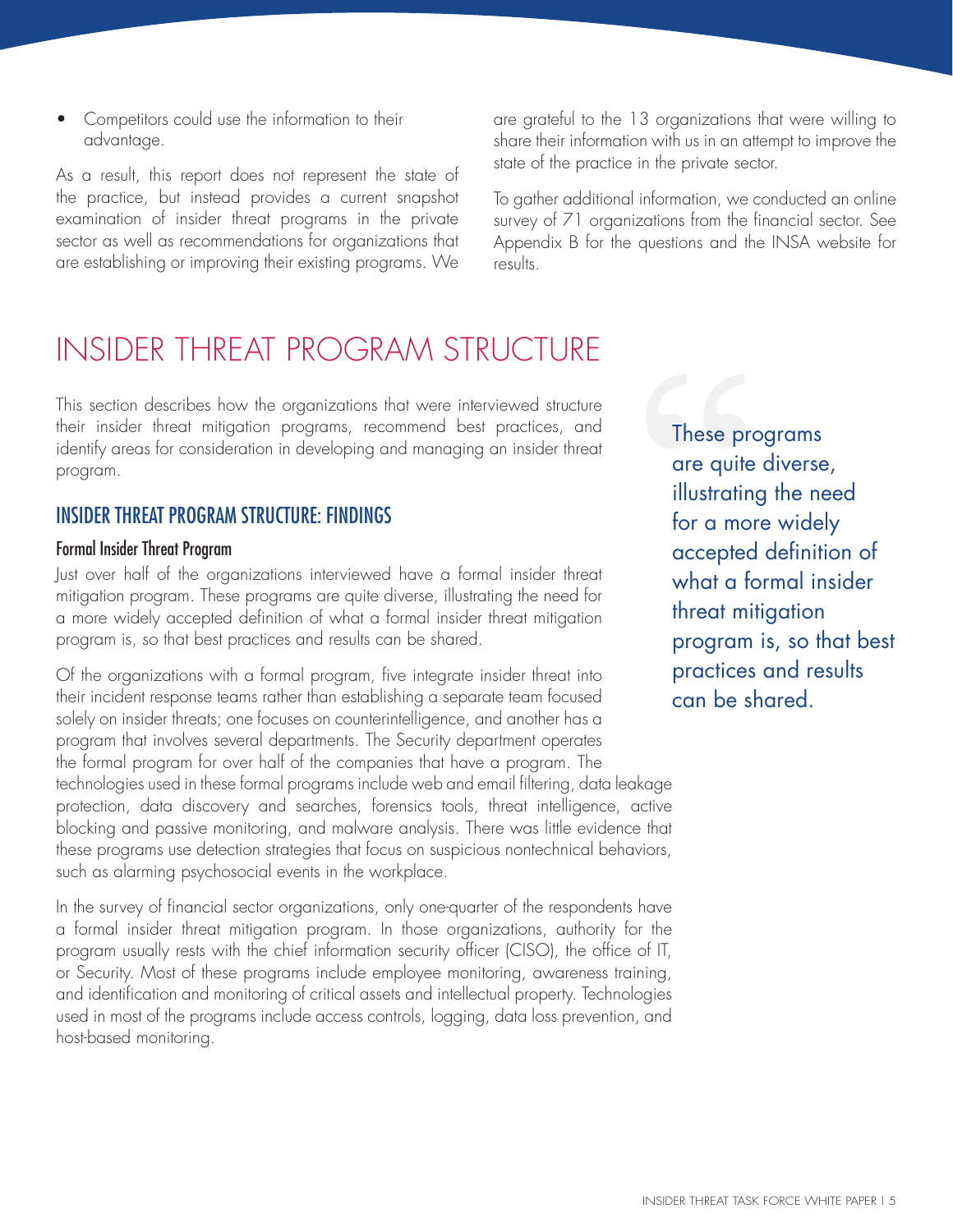- Competitors could use the information to their advantage.

As a result, this report does not represent the state of the practice, but instead provides a current snapshot examination of insider threat programs in the private sector as well as recommendations for organizations that are establishing or improving their existing programs. We are grateful to the 13 organizations that were willing to share their information with us in an attempt to improve the state of the practice in the private sector.

To gather additional information, we conducted an online survey of 71 organizations from the financial sector. See Appendix B for the questions and the INSA website for results.

# INSIDER THREAT PROGRAM STRUCTURE

This section describes how the organizations that were interviewed structure their insider threat mitigation programs, recommend best practices, and identify areas for consideration in developing and managing an insider threat program.

> These programs are quite diverse, illustrating the need for a more widely accepted definition of what a formal insider threat mitigation program is, so that best practices and results can be shared.

## INSIDER THREAT PROGRAM STRUCTURE: FINDINGS

### Formal Insider Threat Program

Just over half of the organizations interviewed have a formal insider threat mitigation program. These programs are quite diverse, illustrating the need for a more widely accepted definition of what a formal insider threat mitigation program is, so that best practices and results can be shared.

Of the organizations with a formal program, five integrate insider threat into their incident response teams rather than establishing a separate team focused solely on insider threats; one focuses on counterintelligence, and another has a program that involves several departments. The Security department operates the formal program for over half of the companies that have a program. The technologies used in these formal programs include web and email filtering, data leakage protection, data discovery and searches, forensics tools, threat intelligence, active blocking and passive monitoring, and malware analysis. There was little evidence that these programs use detection strategies that focus on suspicious nontechnical behaviors, such as alarming psychosocial events in the workplace.

In the survey of financial sector organizations, only one-quarter of the respondents have a formal insider threat mitigation program. In those organizations, authority for the program usually rests with the chief information security officer (CISO), the office of IT, or Security. Most of these programs include employee monitoring, awareness training, and identification and monitoring of critical assets and intellectual property. Technologies used in most of the programs include access controls, logging, data loss prevention, and host-based monitoring.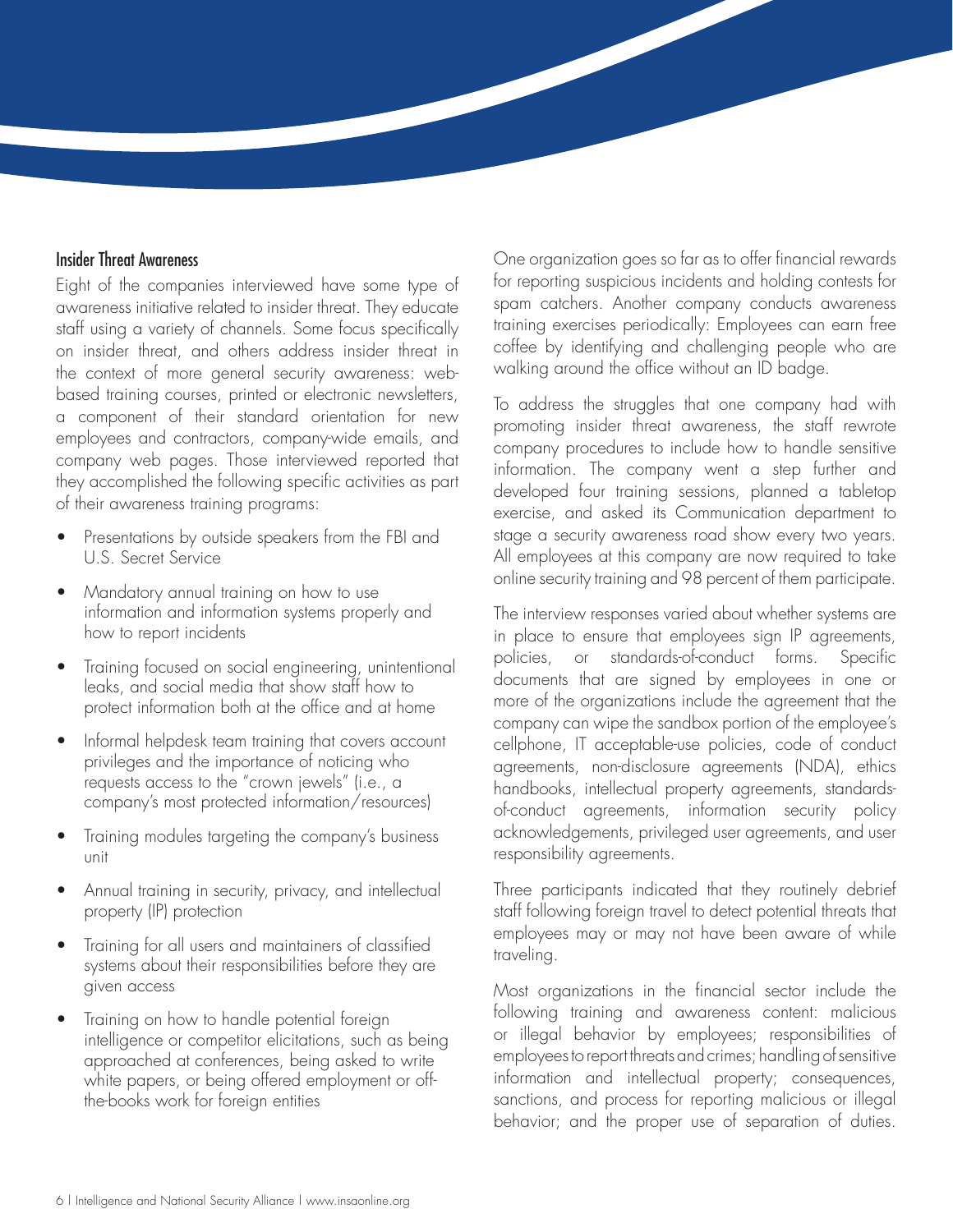### Insider Threat Awareness

Eight of the companies interviewed have some type of awareness initiative related to insider threat. They educate staff using a variety of channels. Some focus specifically on insider threat, and others address insider threat in the context of more general security awareness: web-based training courses, printed or electronic newsletters, a component of their standard orientation for new employees and contractors, company-wide emails, and company web pages. Those interviewed reported that they accomplished the following specific activities as part of their awareness training programs:

- Presentations by outside speakers from the FBI and U.S. Secret Service
- Mandatory annual training on how to use information and information systems properly and how to report incidents
- Training focused on social engineering, unintentional leaks, and social media that show staff how to protect information both at the office and at home
- Informal helpdesk team training that covers account privileges and the importance of noticing who requests access to the "crown jewels" (i.e., a company's most protected information/resources)
- Training modules targeting the company's business unit
- Annual training in security, privacy, and intellectual property (IP) protection
- Training for all users and maintainers of classified systems about their responsibilities before they are given access
- Training on how to handle potential foreign intelligence or competitor elicitations, such as being approached at conferences, being asked to write white papers, or being offered employment or off-the-books work for foreign entities

One organization goes so far as to offer financial rewards for reporting suspicious incidents and holding contests for spam catchers. Another company conducts awareness training exercises periodically: Employees can earn free coffee by identifying and challenging people who are walking around the office without an ID badge.

To address the struggles that one company had with promoting insider threat awareness, the staff rewrote company procedures to include how to handle sensitive information. The company went a step further and developed four training sessions, planned a tabletop exercise, and asked its Communication department to stage a security awareness road show every two years. All employees at this company are now required to take online security training and 98 percent of them participate.

The interview responses varied about whether systems are in place to ensure that employees sign IP agreements, policies, or standards-of-conduct forms. Specific documents that are signed by employees in one or more of the organizations include the agreement that the company can wipe the sandbox portion of the employee's cellphone, IT acceptable-use policies, code of conduct agreements, non-disclosure agreements (NDA), ethics handbooks, intellectual property agreements, standards-of-conduct agreements, information security policy acknowledgements, privileged user agreements, and user responsibility agreements.

Three participants indicated that they routinely debrief staff following foreign travel to detect potential threats that employees may or may not have been aware of while traveling.

Most organizations in the financial sector include the following training and awareness content: malicious or illegal behavior by employees; responsibilities of employees to report threats and crimes; handling of sensitive information and intellectual property; consequences, sanctions, and process for reporting malicious or illegal behavior; and the proper use of separation of duties.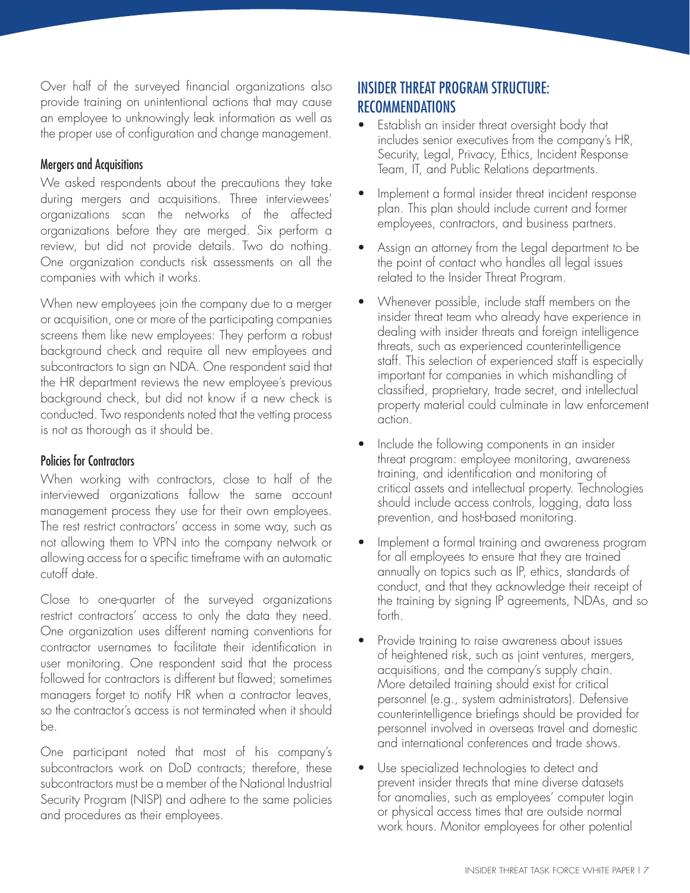Over half of the surveyed financial organizations also provide training on unintentional actions that may cause an employee to unknowingly leak information as well as the proper use of configuration and change management.

### Mergers and Acquisitions

We asked respondents about the precautions they take during mergers and acquisitions. Three interviewees' organizations scan the networks of the affected organizations before they are merged. Six perform a review, but did not provide details. Two do nothing. One organization conducts risk assessments on all the companies with which it works.

When new employees join the company due to a merger or acquisition, one or more of the participating companies screens them like new employees: They perform a robust background check and require all new employees and subcontractors to sign an NDA. One respondent said that the HR department reviews the new employee's previous background check, but did not know if a new check is conducted. Two respondents noted that the vetting process is not as thorough as it should be.

### Policies for Contractors

When working with contractors, close to half of the interviewed organizations follow the same account management process they use for their own employees. The rest restrict contractors' access in some way, such as not allowing them to VPN into the company network or allowing access for a specific timeframe with an automatic cutoff date.

Close to one-quarter of the surveyed organizations restrict contractors' access to only the data they need. One organization uses different naming conventions for contractor usernames to facilitate their identification in user monitoring. One respondent said that the process followed for contractors is different but flawed; sometimes managers forget to notify HR when a contractor leaves, so the contractor's access is not terminated when it should be.

One participant noted that most of his company's subcontractors work on DoD contracts; therefore, these subcontractors must be a member of the National Industrial Security Program (NISP) and adhere to the same policies and procedures as their employees.

## INSIDER THREAT PROGRAM STRUCTURE: RECOMMENDATIONS

- Establish an insider threat oversight body that includes senior executives from the company's HR, Security, Legal, Privacy, Ethics, Incident Response Team, IT, and Public Relations departments.
- Implement a formal insider threat incident response plan. This plan should include current and former employees, contractors, and business partners.
- Assign an attorney from the Legal department to be the point of contact who handles all legal issues related to the Insider Threat Program.
- Whenever possible, include staff members on the insider threat team who already have experience in dealing with insider threats and foreign intelligence threats, such as experienced counterintelligence staff. This selection of experienced staff is especially important for companies in which mishandling of classified, proprietary, trade secret, and intellectual property material could culminate in law enforcement action.
- Include the following components in an insider threat program: employee monitoring, awareness training, and identification and monitoring of critical assets and intellectual property. Technologies should include access controls, logging, data loss prevention, and host-based monitoring.
- Implement a formal training and awareness program for all employees to ensure that they are trained annually on topics such as IP, ethics, standards of conduct, and that they acknowledge their receipt of the training by signing IP agreements, NDAs, and so forth.
- Provide training to raise awareness about issues of heightened risk, such as joint ventures, mergers, acquisitions, and the company's supply chain. More detailed training should exist for critical personnel (e.g., system administrators). Defensive counterintelligence briefings should be provided for personnel involved in overseas travel and domestic and international conferences and trade shows.
- Use specialized technologies to detect and prevent insider threats that mine diverse datasets for anomalies, such as employees' computer login or physical access times that are outside normal work hours. Monitor employees for other potential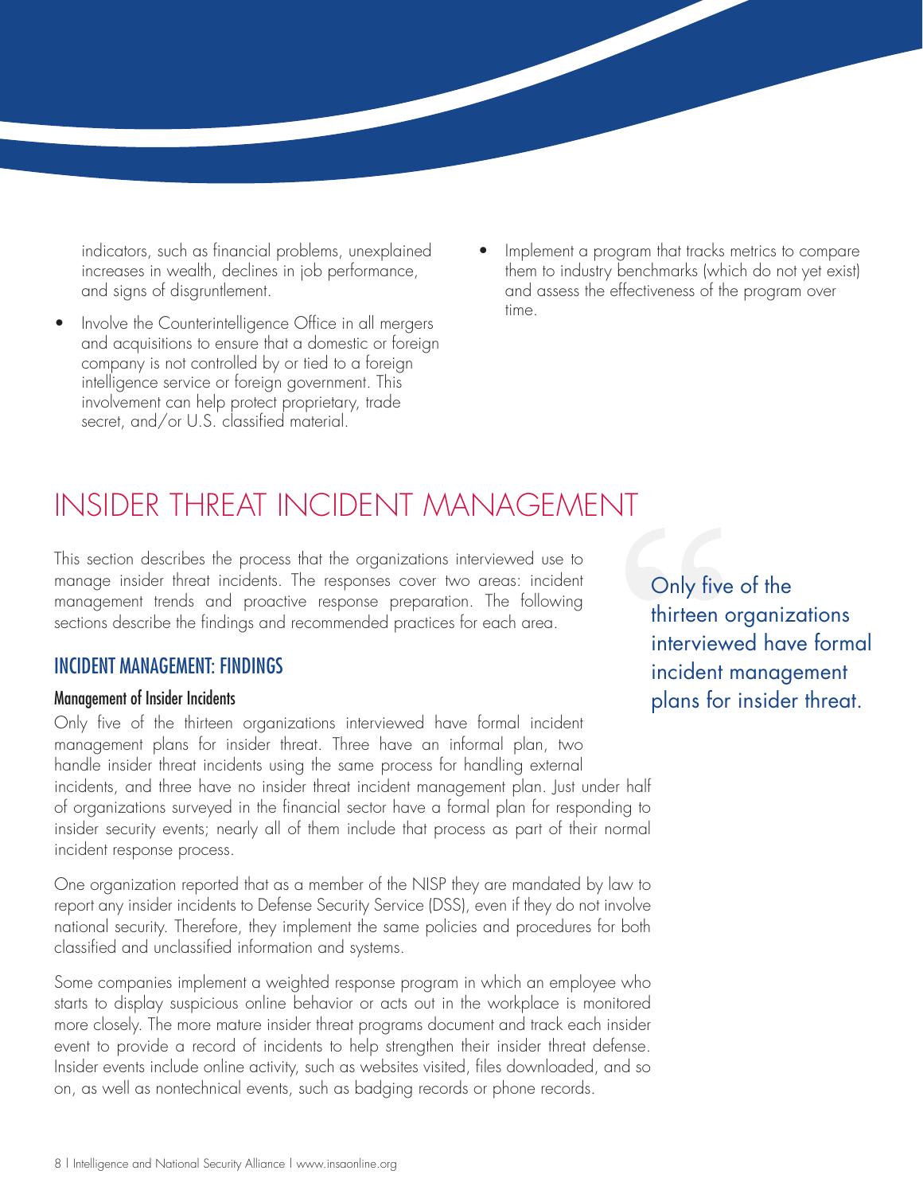indicators, such as financial problems, unexplained increases in wealth, declines in job performance, and signs of disgruntlement.

- Involve the Counterintelligence Office in all mergers and acquisitions to ensure that a domestic or foreign company is not controlled by or tied to a foreign intelligence service or foreign government. This involvement can help protect proprietary, trade secret, and/or U.S. classified material.
- Implement a program that tracks metrics to compare them to industry benchmarks (which do not yet exist) and assess the effectiveness of the program over time.

# INSIDER THREAT INCIDENT MANAGEMENT

This section describes the process that the organizations interviewed use to manage insider threat incidents. The responses cover two areas: incident management trends and proactive response preparation. The following sections describe the findings and recommended practices for each area.

> Only five of the thirteen organizations interviewed have formal incident management plans for insider threat.

## INCIDENT MANAGEMENT: FINDINGS

### Management of Insider Incidents

Only five of the thirteen organizations interviewed have formal incident management plans for insider threat. Three have an informal plan, two handle insider threat incidents using the same process for handling external incidents, and three have no insider threat incident management plan. Just under half of organizations surveyed in the financial sector have a formal plan for responding to insider security events; nearly all of them include that process as part of their normal incident response process.

One organization reported that as a member of the NISP they are mandated by law to report any insider incidents to Defense Security Service (DSS), even if they do not involve national security. Therefore, they implement the same policies and procedures for both classified and unclassified information and systems.

Some companies implement a weighted response program in which an employee who starts to display suspicious online behavior or acts out in the workplace is monitored more closely. The more mature insider threat programs document and track each insider event to provide a record of incidents to help strengthen their insider threat defense. Insider events include online activity, such as websites visited, files downloaded, and so on, as well as nontechnical events, such as badging records or phone records.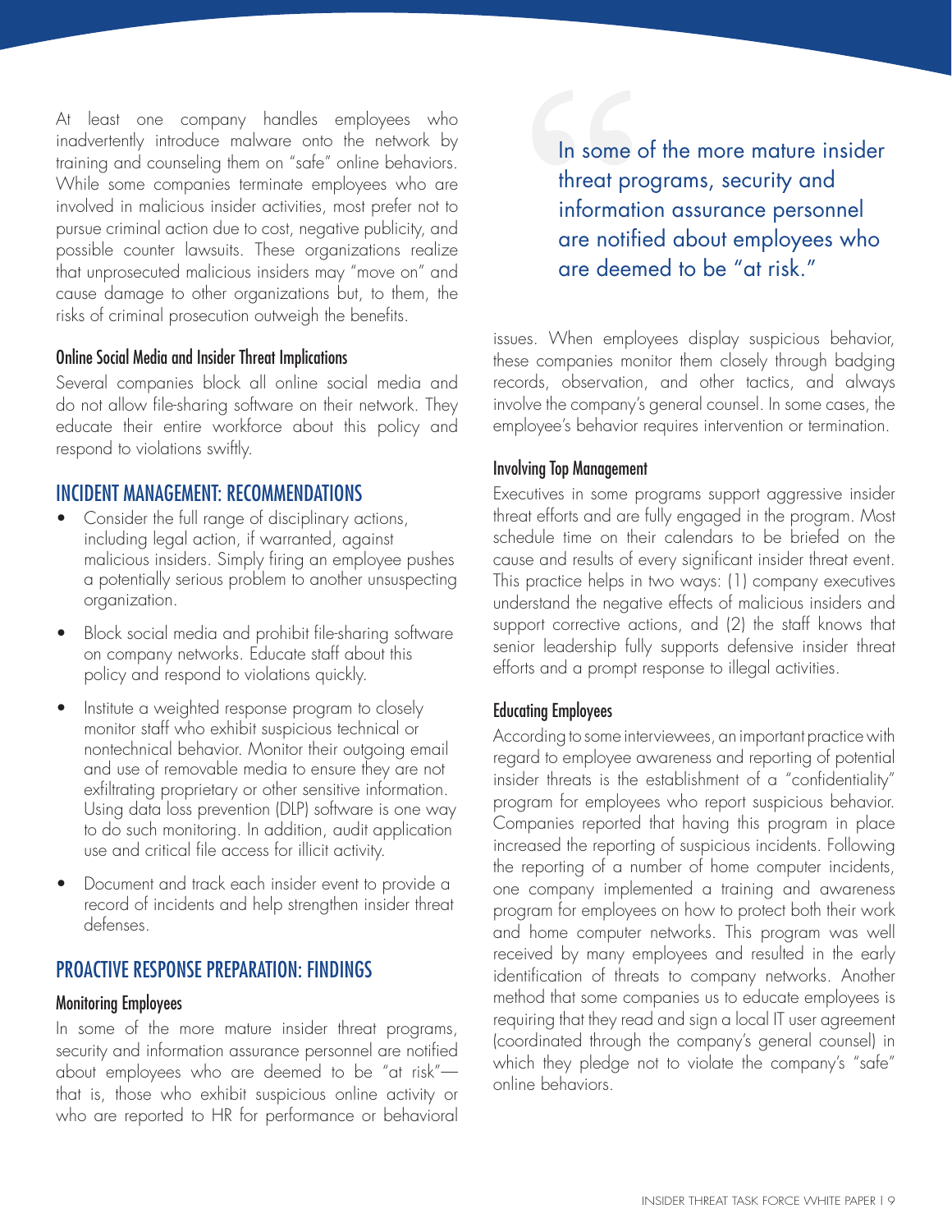At least one company handles employees who inadvertently introduce malware onto the network by training and counseling them on "safe" online behaviors. While some companies terminate employees who are involved in malicious insider activities, most prefer not to pursue criminal action due to cost, negative publicity, and possible counter lawsuits. These organizations realize that unprosecuted malicious insiders may "move on" and cause damage to other organizations but, to them, the risks of criminal prosecution outweigh the benefits.

### Online Social Media and Insider Threat Implications

Several companies block all online social media and do not allow file-sharing software on their network. They educate their entire workforce about this policy and respond to violations swiftly.

## INCIDENT MANAGEMENT: RECOMMENDATIONS

- Consider the full range of disciplinary actions, including legal action, if warranted, against malicious insiders. Simply firing an employee pushes a potentially serious problem to another unsuspecting organization.
- Block social media and prohibit file-sharing software on company networks. Educate staff about this policy and respond to violations quickly.
- Institute a weighted response program to closely monitor staff who exhibit suspicious technical or nontechnical behavior. Monitor their outgoing email and use of removable media to ensure they are not exfiltrating proprietary or other sensitive information. Using data loss prevention (DLP) software is one way to do such monitoring. In addition, audit application use and critical file access for illicit activity.
- Document and track each insider event to provide a record of incidents and help strengthen insider threat defenses.

## PROACTIVE RESPONSE PREPARATION: FINDINGS

### Monitoring Employees

In some of the more mature insider threat programs, security and information assurance personnel are notified about employees who are deemed to be "at risk"—that is, those who exhibit suspicious online activity or who are reported to HR for performance or behavioral issues. When employees display suspicious behavior, these companies monitor them closely through badging records, observation, and other tactics, and always involve the company's general counsel. In some cases, the employee's behavior requires intervention or termination.

> In some of the more mature insider threat programs, security and information assurance personnel are notified about employees who are deemed to be "at risk."

### Involving Top Management

Executives in some programs support aggressive insider threat efforts and are fully engaged in the program. Most schedule time on their calendars to be briefed on the cause and results of every significant insider threat event. This practice helps in two ways: (1) company executives understand the negative effects of malicious insiders and support corrective actions, and (2) the staff knows that senior leadership fully supports defensive insider threat efforts and a prompt response to illegal activities.

### Educating Employees

According to some interviewees, an important practice with regard to employee awareness and reporting of potential insider threats is the establishment of a "confidentiality" program for employees who report suspicious behavior. Companies reported that having this program in place increased the reporting of suspicious incidents. Following the reporting of a number of home computer incidents, one company implemented a training and awareness program for employees on how to protect both their work and home computer networks. This program was well received by many employees and resulted in the early identification of threats to company networks. Another method that some companies us to educate employees is requiring that they read and sign a local IT user agreement (coordinated through the company's general counsel) in which they pledge not to violate the company's "safe" online behaviors.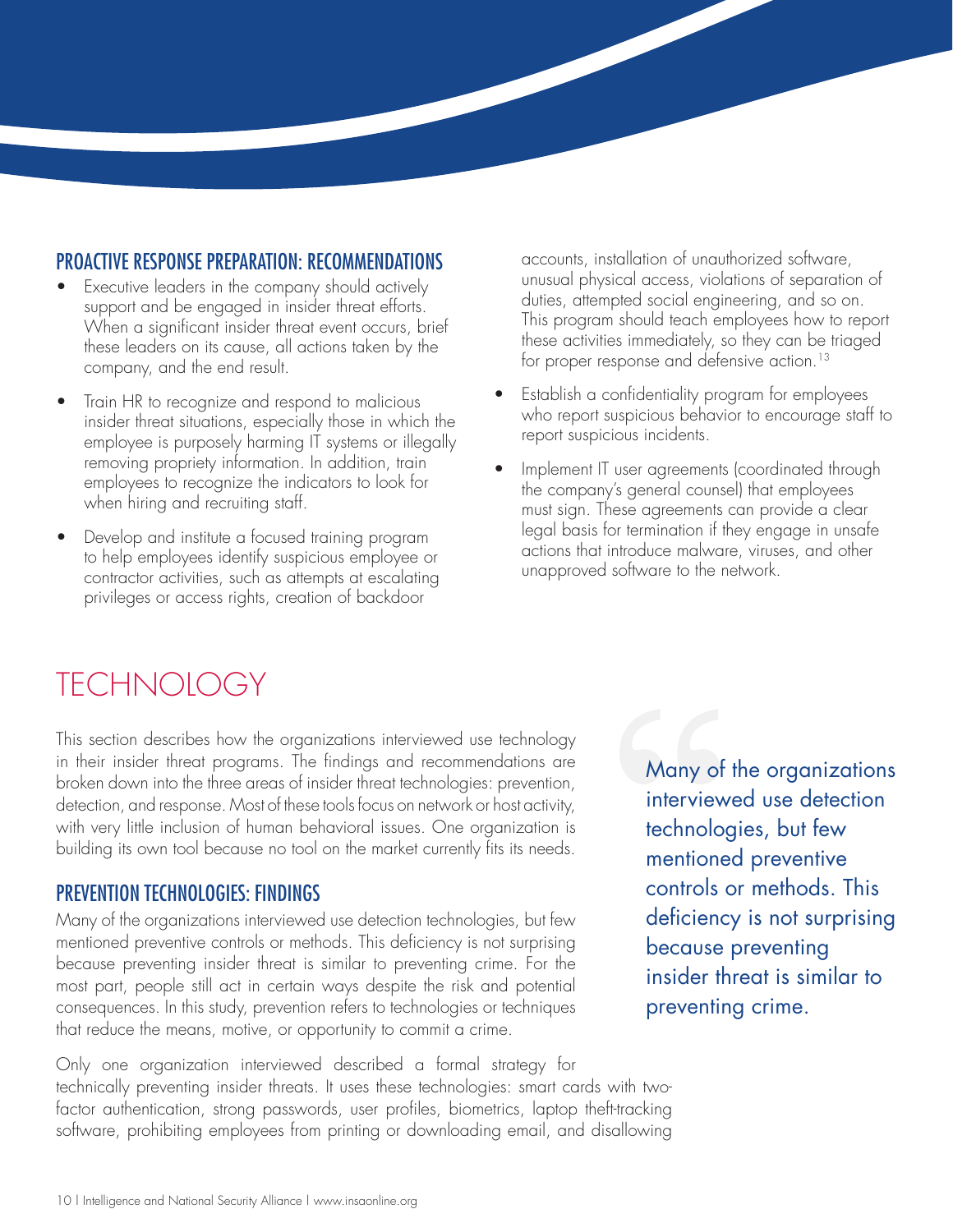### PROACTIVE RESPONSE PREPARATION: RECOMMENDATIONS

- Executive leaders in the company should actively support and be engaged in insider threat efforts. When a significant insider threat event occurs, brief these leaders on its cause, all actions taken by the company, and the end result.
- Train HR to recognize and respond to malicious insider threat situations, especially those in which the employee is purposely harming IT systems or illegally removing propriety information. In addition, train employees to recognize the indicators to look for when hiring and recruiting staff.
- Develop and institute a focused training program to help employees identify suspicious employee or contractor activities, such as attempts at escalating privileges or access rights, creation of backdoor accounts, installation of unauthorized software, unusual physical access, violations of separation of duties, attempted social engineering, and so on. This program should teach employees how to report these activities immediately, so they can be triaged for proper response and defensive action.[13]
- Establish a confidentiality program for employees who report suspicious behavior to encourage staff to report suspicious incidents.
- Implement IT user agreements (coordinated through the company's general counsel) that employees must sign. These agreements can provide a clear legal basis for termination if they engage in unsafe actions that introduce malware, viruses, and other unapproved software to the network.

# TECHNOLOGY

This section describes how the organizations interviewed use technology in their insider threat programs. The findings and recommendations are broken down into the three areas of insider threat technologies: prevention, detection, and response. Most of these tools focus on network or host activity, with very little inclusion of human behavioral issues. One organization is building its own tool because no tool on the market currently fits its needs.

> Many of the organizations interviewed use detection technologies, but few mentioned preventive controls or methods. This deficiency is not surprising because preventing insider threat is similar to preventing crime.

### PREVENTION TECHNOLOGIES: FINDINGS

Many of the organizations interviewed use detection technologies, but few mentioned preventive controls or methods. This deficiency is not surprising because preventing insider threat is similar to preventing crime. For the most part, people still act in certain ways despite the risk and potential consequences. In this study, prevention refers to technologies or techniques that reduce the means, motive, or opportunity to commit a crime.

Only one organization interviewed described a formal strategy for technically preventing insider threats. It uses these technologies: smart cards with two-factor authentication, strong passwords, user profiles, biometrics, laptop theft-tracking software, prohibiting employees from printing or downloading email, and disallowing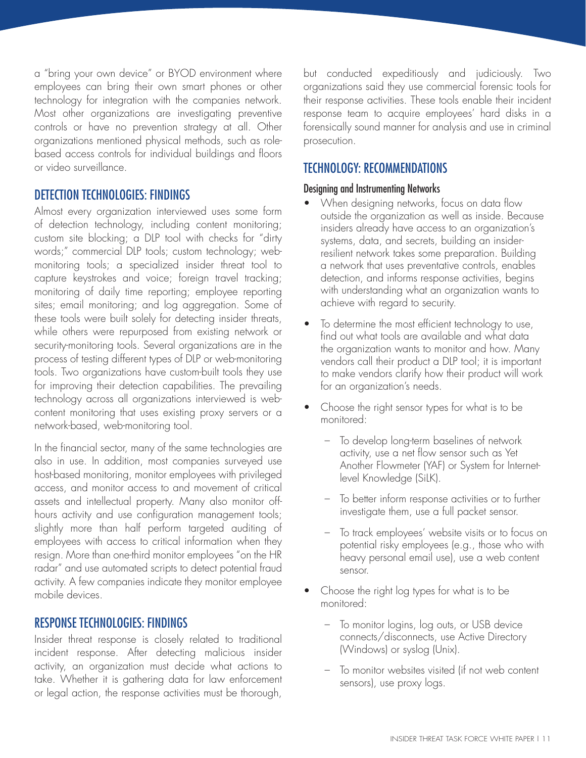a "bring your own device" or BYOD environment where employees can bring their own smart phones or other technology for integration with the companies network. Most other organizations are investigating preventive controls or have no prevention strategy at all. Other organizations mentioned physical methods, such as role-based access controls for individual buildings and floors or video surveillance.

## DETECTION TECHNOLOGIES: FINDINGS

Almost every organization interviewed uses some form of detection technology, including content monitoring; custom site blocking; a DLP tool with checks for "dirty words;" commercial DLP tools; custom technology; web-monitoring tools; a specialized insider threat tool to capture keystrokes and voice; foreign travel tracking; monitoring of daily time reporting; employee reporting sites; email monitoring; and log aggregation. Some of these tools were built solely for detecting insider threats, while others were repurposed from existing network or security-monitoring tools. Several organizations are in the process of testing different types of DLP or web-monitoring tools. Two organizations have custom-built tools they use for improving their detection capabilities. The prevailing technology across all organizations interviewed is web-content monitoring that uses existing proxy servers or a network-based, web-monitoring tool.

In the financial sector, many of the same technologies are also in use. In addition, most companies surveyed use host-based monitoring, monitor employees with privileged access, and monitor access to and movement of critical assets and intellectual property. Many also monitor off-hours activity and use configuration management tools; slightly more than half perform targeted auditing of employees with access to critical information when they resign. More than one-third monitor employees "on the HR radar" and use automated scripts to detect potential fraud activity. A few companies indicate they monitor employee mobile devices.

## RESPONSE TECHNOLOGIES: FINDINGS

Insider threat response is closely related to traditional incident response. After detecting malicious insider activity, an organization must decide what actions to take. Whether it is gathering data for law enforcement or legal action, the response activities must be thorough, but conducted expeditiously and judiciously. Two organizations said they use commercial forensic tools for their response activities. These tools enable their incident response team to acquire employees' hard disks in a forensically sound manner for analysis and use in criminal prosecution.

## TECHNOLOGY: RECOMMENDATIONS

### Designing and Instrumenting Networks

- When designing networks, focus on data flow outside the organization as well as inside. Because insiders already have access to an organization's systems, data, and secrets, building an insider-resilient network takes some preparation. Building a network that uses preventative controls, enables detection, and informs response activities, begins with understanding what an organization wants to achieve with regard to security.
- To determine the most efficient technology to use, find out what tools are available and what data the organization wants to monitor and how. Many vendors call their product a DLP tool; it is important to make vendors clarify how their product will work for an organization's needs.
- Choose the right sensor types for what is to be monitored:
  - To develop long-term baselines of network activity, use a net flow sensor such as Yet Another Flowmeter (YAF) or System for Internet-level Knowledge (SiLK).
  - To better inform response activities or to further investigate them, use a full packet sensor.
  - To track employees' website visits or to focus on potential risky employees (e.g., those who with heavy personal email use), use a web content sensor.
- Choose the right log types for what is to be monitored:
  - To monitor logins, log outs, or USB device connects/disconnects, use Active Directory (Windows) or syslog (Unix).
  - To monitor websites visited (if not web content sensors), use proxy logs.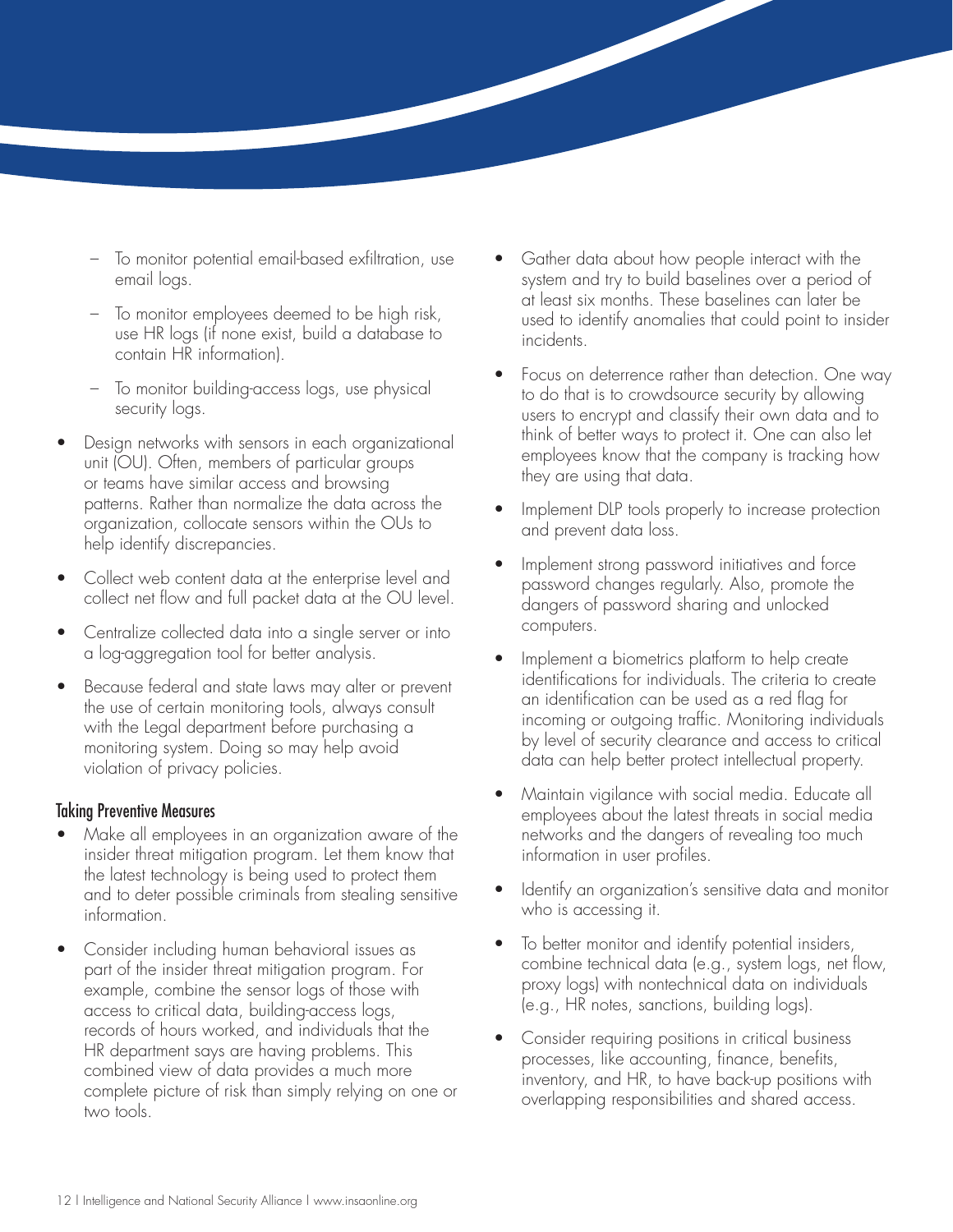- To monitor potential email-based exfiltration, use email logs.
  - To monitor employees deemed to be high risk, use HR logs (if none exist, build a database to contain HR information).
  - To monitor building-access logs, use physical security logs.
- Design networks with sensors in each organizational unit (OU). Often, members of particular groups or teams have similar access and browsing patterns. Rather than normalize the data across the organization, collocate sensors within the OUs to help identify discrepancies.
- Collect web content data at the enterprise level and collect net flow and full packet data at the OU level.
- Centralize collected data into a single server or into a log-aggregation tool for better analysis.
- Because federal and state laws may alter or prevent the use of certain monitoring tools, always consult with the Legal department before purchasing a monitoring system. Doing so may help avoid violation of privacy policies.

### Taking Preventive Measures

- Make all employees in an organization aware of the insider threat mitigation program. Let them know that the latest technology is being used to protect them and to deter possible criminals from stealing sensitive information.
- Consider including human behavioral issues as part of the insider threat mitigation program. For example, combine the sensor logs of those with access to critical data, building-access logs, records of hours worked, and individuals that the HR department says are having problems. This combined view of data provides a much more complete picture of risk than simply relying on one or two tools.
- Gather data about how people interact with the system and try to build baselines over a period of at least six months. These baselines can later be used to identify anomalies that could point to insider incidents.
- Focus on deterrence rather than detection. One way to do that is to crowdsource security by allowing users to encrypt and classify their own data and to think of better ways to protect it. One can also let employees know that the company is tracking how they are using that data.
- Implement DLP tools properly to increase protection and prevent data loss.
- Implement strong password initiatives and force password changes regularly. Also, promote the dangers of password sharing and unlocked computers.
- Implement a biometrics platform to help create identifications for individuals. The criteria to create an identification can be used as a red flag for incoming or outgoing traffic. Monitoring individuals by level of security clearance and access to critical data can help better protect intellectual property.
- Maintain vigilance with social media. Educate all employees about the latest threats in social media networks and the dangers of revealing too much information in user profiles.
- Identify an organization's sensitive data and monitor who is accessing it.
- To better monitor and identify potential insiders, combine technical data (e.g., system logs, net flow, proxy logs) with nontechnical data on individuals (e.g., HR notes, sanctions, building logs).
- Consider requiring positions in critical business processes, like accounting, finance, benefits, inventory, and HR, to have back-up positions with overlapping responsibilities and shared access.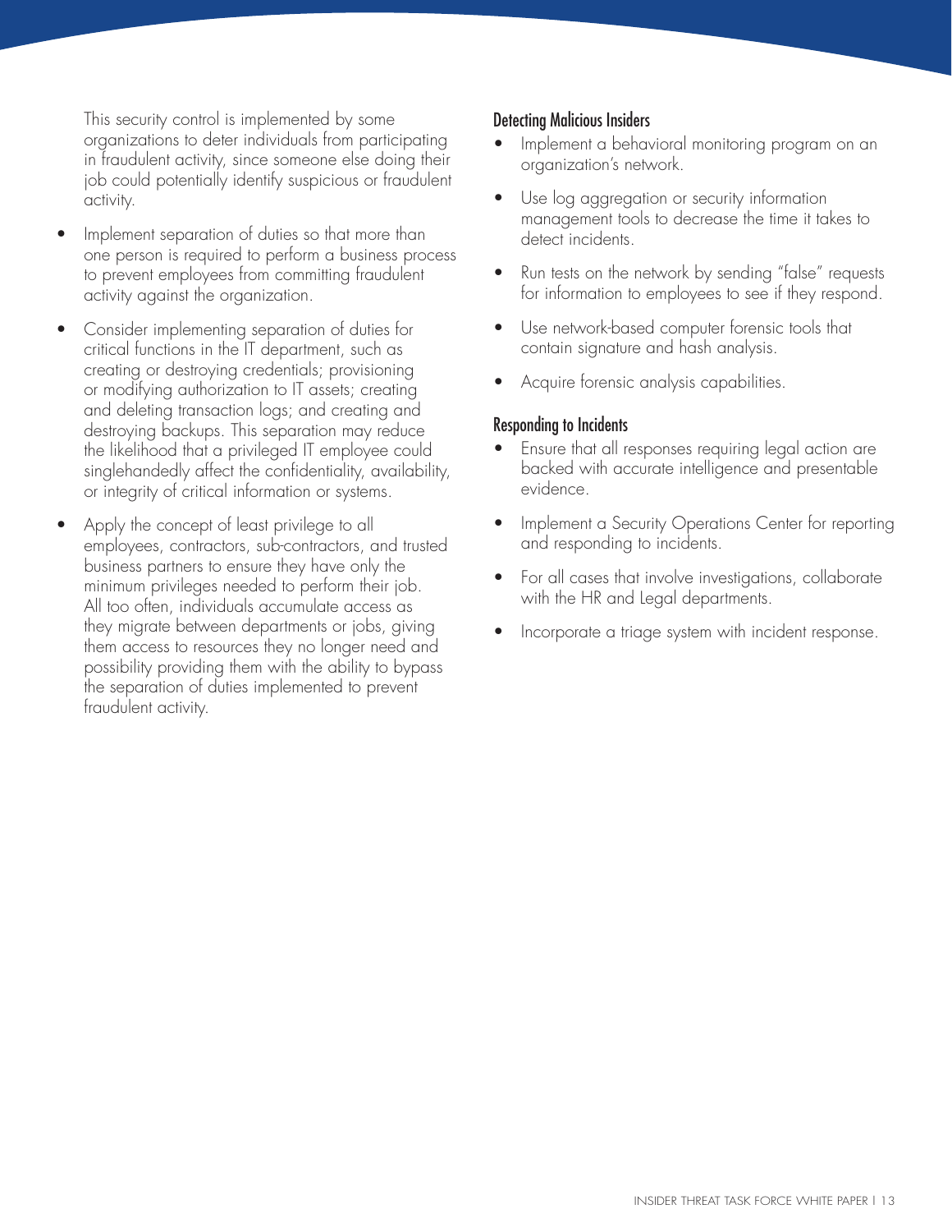This security control is implemented by some organizations to deter individuals from participating in fraudulent activity, since someone else doing their job could potentially identify suspicious or fraudulent activity.

- Implement separation of duties so that more than one person is required to perform a business process to prevent employees from committing fraudulent activity against the organization.
- Consider implementing separation of duties for critical functions in the IT department, such as creating or destroying credentials; provisioning or modifying authorization to IT assets; creating and deleting transaction logs; and creating and destroying backups. This separation may reduce the likelihood that a privileged IT employee could singlehandedly affect the confidentiality, availability, or integrity of critical information or systems.
- Apply the concept of least privilege to all employees, contractors, sub-contractors, and trusted business partners to ensure they have only the minimum privileges needed to perform their job. All too often, individuals accumulate access as they migrate between departments or jobs, giving them access to resources they no longer need and possibility providing them with the ability to bypass the separation of duties implemented to prevent fraudulent activity.

### Detecting Malicious Insiders

- Implement a behavioral monitoring program on an organization's network.
- Use log aggregation or security information management tools to decrease the time it takes to detect incidents.
- Run tests on the network by sending "false" requests for information to employees to see if they respond.
- Use network-based computer forensic tools that contain signature and hash analysis.
- Acquire forensic analysis capabilities.

### Responding to Incidents

- Ensure that all responses requiring legal action are backed with accurate intelligence and presentable evidence.
- Implement a Security Operations Center for reporting and responding to incidents.
- For all cases that involve investigations, collaborate with the HR and Legal departments.
- Incorporate a triage system with incident response.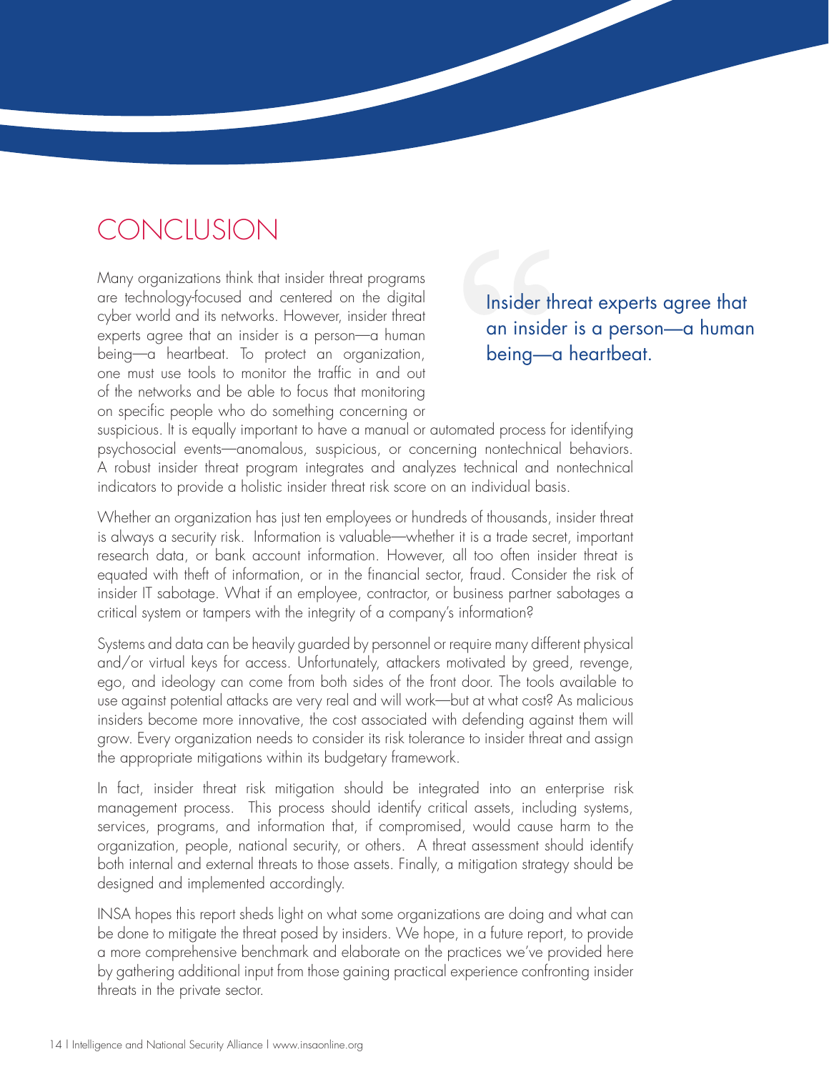# CONCLUSION

Many organizations think that insider threat programs are technology-focused and centered on the digital cyber world and its networks. However, insider threat experts agree that an insider is a person—a human being—a heartbeat. To protect an organization, one must use tools to monitor the traffic in and out of the networks and be able to focus that monitoring on specific people who do something concerning or suspicious. It is equally important to have a manual or automated process for identifying psychosocial events—anomalous, suspicious, or concerning nontechnical behaviors. A robust insider threat program integrates and analyzes technical and nontechnical indicators to provide a holistic insider threat risk score on an individual basis.

> Insider threat experts agree that an insider is a person—a human being—a heartbeat.

Whether an organization has just ten employees or hundreds of thousands, insider threat is always a security risk. Information is valuable—whether it is a trade secret, important research data, or bank account information. However, all too often insider threat is equated with theft of information, or in the financial sector, fraud. Consider the risk of insider IT sabotage. What if an employee, contractor, or business partner sabotages a critical system or tampers with the integrity of a company's information?

Systems and data can be heavily guarded by personnel or require many different physical and/or virtual keys for access. Unfortunately, attackers motivated by greed, revenge, ego, and ideology can come from both sides of the front door. The tools available to use against potential attacks are very real and will work—but at what cost? As malicious insiders become more innovative, the cost associated with defending against them will grow. Every organization needs to consider its risk tolerance to insider threat and assign the appropriate mitigations within its budgetary framework.

In fact, insider threat risk mitigation should be integrated into an enterprise risk management process. This process should identify critical assets, including systems, services, programs, and information that, if compromised, would cause harm to the organization, people, national security, or others. A threat assessment should identify both internal and external threats to those assets. Finally, a mitigation strategy should be designed and implemented accordingly.

INSA hopes this report sheds light on what some organizations are doing and what can be done to mitigate the threat posed by insiders. We hope, in a future report, to provide a more comprehensive benchmark and elaborate on the practices we've provided here by gathering additional input from those gaining practical experience confronting insider threats in the private sector.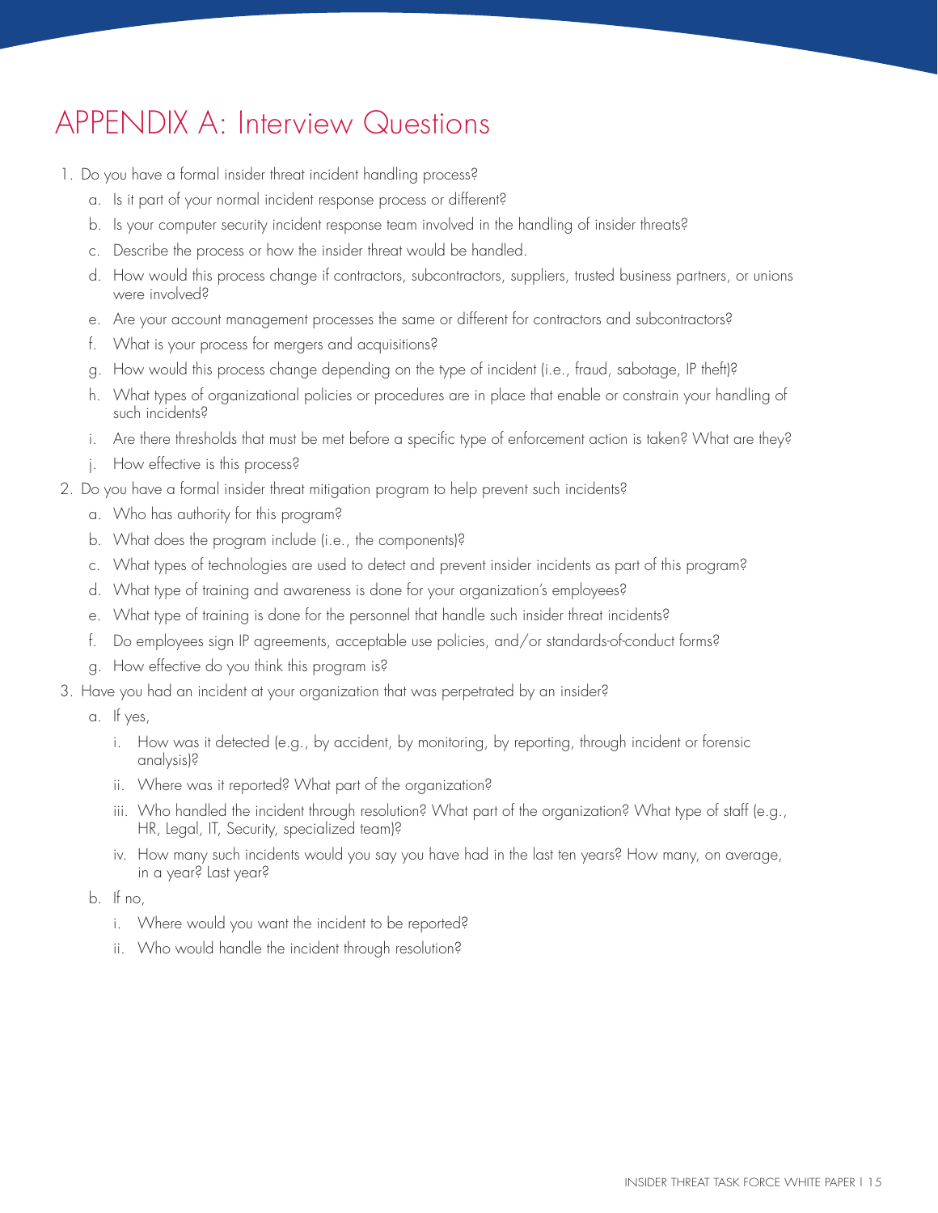# APPENDIX A: Interview Questions

1. Do you have a formal insider threat incident handling process?
   a. Is it part of your normal incident response process or different?
   b. Is your computer security incident response team involved in the handling of insider threats?
   c. Describe the process or how the insider threat would be handled.
   d. How would this process change if contractors, subcontractors, suppliers, trusted business partners, or unions were involved?
   e. Are your account management processes the same or different for contractors and subcontractors?
   f. What is your process for mergers and acquisitions?
   g. How would this process change depending on the type of incident (i.e., fraud, sabotage, IP theft)?
   h. What types of organizational policies or procedures are in place that enable or constrain your handling of such incidents?
   i. Are there thresholds that must be met before a specific type of enforcement action is taken? What are they?
   j. How effective is this process?
2. Do you have a formal insider threat mitigation program to help prevent such incidents?
   a. Who has authority for this program?
   b. What does the program include (i.e., the components)?
   c. What types of technologies are used to detect and prevent insider incidents as part of this program?
   d. What type of training and awareness is done for your organization's employees?
   e. What type of training is done for the personnel that handle such insider threat incidents?
   f. Do employees sign IP agreements, acceptable use policies, and/or standards-of-conduct forms?
   g. How effective do you think this program is?
3. Have you had an incident at your organization that was perpetrated by an insider?
   a. If yes,
      i. How was it detected (e.g., by accident, by monitoring, by reporting, through incident or forensic analysis)?
      ii. Where was it reported? What part of the organization?
      iii. Who handled the incident through resolution? What part of the organization? What type of staff (e.g., HR, Legal, IT, Security, specialized team)?
      iv. How many such incidents would you say you have had in the last ten years? How many, on average, in a year? Last year?
   b. If no,
      i. Where would you want the incident to be reported?
      ii. Who would handle the incident through resolution?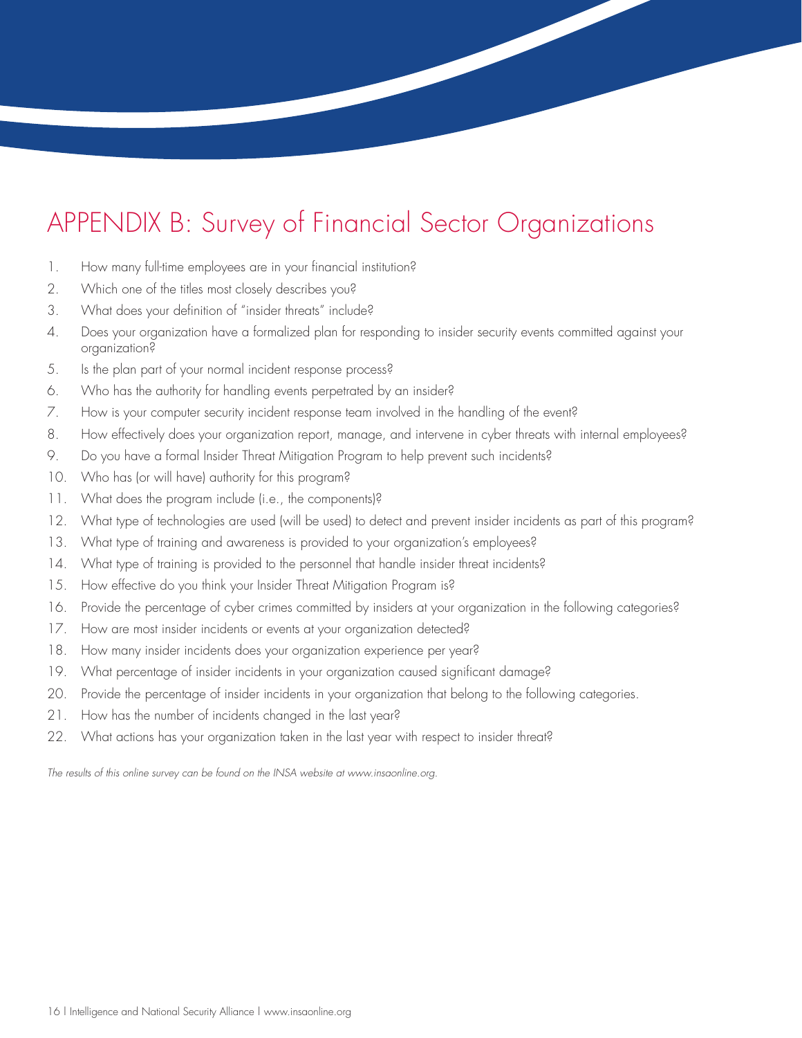# APPENDIX B: Survey of Financial Sector Organizations

1. How many full-time employees are in your financial institution?
2. Which one of the titles most closely describes you?
3. What does your definition of "insider threats" include?
4. Does your organization have a formalized plan for responding to insider security events committed against your organization?
5. Is the plan part of your normal incident response process?
6. Who has the authority for handling events perpetrated by an insider?
7. How is your computer security incident response team involved in the handling of the event?
8. How effectively does your organization report, manage, and intervene in cyber threats with internal employees?
9. Do you have a formal Insider Threat Mitigation Program to help prevent such incidents?
10. Who has (or will have) authority for this program?
11. What does the program include (i.e., the components)?
12. What type of technologies are used (will be used) to detect and prevent insider incidents as part of this program?
13. What type of training and awareness is provided to your organization's employees?
14. What type of training is provided to the personnel that handle insider threat incidents?
15. How effective do you think your Insider Threat Mitigation Program is?
16. Provide the percentage of cyber crimes committed by insiders at your organization in the following categories?
17. How are most insider incidents or events at your organization detected?
18. How many insider incidents does your organization experience per year?
19. What percentage of insider incidents in your organization caused significant damage?
20. Provide the percentage of insider incidents in your organization that belong to the following categories.
21. How has the number of incidents changed in the last year?
22. What actions has your organization taken in the last year with respect to insider threat?

*The results of this online survey can be found on the INSA website at www.insaonline.org.*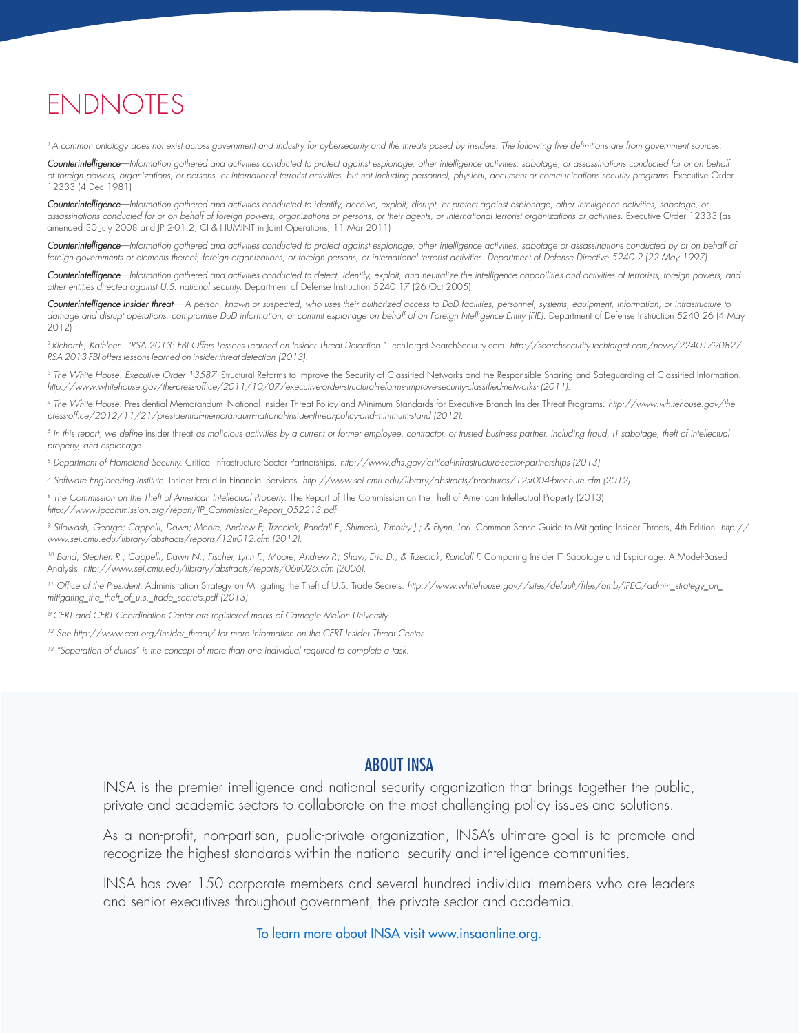# ENDNOTES

[1] *A common ontology does not exist across government and industry for cybersecurity and the threats posed by insiders. The following five definitions are from government sources:*

***Counterintelligence****—Information gathered and activities conducted to protect against espionage, other intelligence activities, sabotage, or assassinations conducted for or on behalf of foreign powers, organizations, or persons, or international terrorist activities, but not including personnel, physical, document or communications security programs.* Executive Order 12333 (4 Dec 1981)

***Counterintelligence****—Information gathered and activities conducted to identify, deceive, exploit, disrupt, or protect against espionage, other intelligence activities, sabotage, or assassinations conducted for or on behalf of foreign powers, organizations or persons, or their agents, or international terrorist organizations or activities.* Executive Order 12333 (as amended 30 July 2008 and JP 2-01.2, CI & HUMINT in Joint Operations, 11 Mar 2011)

***Counterintelligence****—Information gathered and activities conducted to protect against espionage, other intelligence activities, sabotage or assassinations conducted by or on behalf of foreign governments or elements thereof, foreign organizations, or foreign persons, or international terrorist activities. Department of Defense Directive 5240.2 (22 May 1997)*

***Counterintelligence****—Information gathered and activities conducted to detect, identify, exploit, and neutralize the intelligence capabilities and activities of terrorists, foreign powers, and other entities directed against U.S. national security.* Department of Defense Instruction 5240.17 (26 Oct 2005)

***Counterintelligence insider threat****— A person, known or suspected, who uses their authorized access to DoD facilities, personnel, systems, equipment, information, or infrastructure to damage and disrupt operations, compromise DoD information, or commit espionage on behalf of an Foreign Intelligence Entity (FIE).* Department of Defense Instruction 5240.26 (4 May 2012)

[2] *Richards, Kathleen. "RSA 2013: FBI Offers Lessons Learned on Insider Threat Detection."* TechTarget SearchSecurity.com. *http://searchsecurity.techtarget.com/news/2240179082/RSA-2013-FBI-offers-lessons-learned-on-insider-threat-detection (2013).*

[3] *The White House. Executive Order 13587*–Structural Reforms to Improve the Security of Classified Networks and the Responsible Sharing and Safeguarding of Classified Information. *http://www.whitehouse.gov/the-press-office/2011/10/07/executive-order-structural-reforms-improve-security-classified-networks- (2011).*

[4] *The White House.* Presidential Memorandum–National Insider Threat Policy and Minimum Standards for Executive Branch Insider Threat Programs. *http://www.whitehouse.gov/the-press-office/2012/11/21/presidential-memorandum-national-insider-threat-policy-and-minimum-stand (2012).*

[5] *In this report, we define* insider threat *as malicious activities by a current or former employee, contractor, or trusted business partner, including fraud, IT sabotage, theft of intellectual property, and espionage.*

[6] *Department of Homeland Security.* Critical Infrastructure Sector Partnerships. *http://www.dhs.gov/critical-infrastructure-sector-partnerships (2013).*

[7] *Software Engineering Institute.* Insider Fraud in Financial Services. *http://www.sei.cmu.edu/library/abstracts/brochures/12sr004-brochure.cfm (2012).*

[8] *The Commission on the Theft of American Intellectual Property.* The Report of The Commission on the Theft of American Intellectual Property (2013) *http://www.ipcommission.org/report/IP_Commission_Report_052213.pdf*

[9] *Silowash, George; Cappelli, Dawn; Moore, Andrew P.; Trzeciak, Randall F.; Shimeall, Timothy J.; & Flynn, Lori.* Common Sense Guide to Mitigating Insider Threats, 4th Edition. *http://www.sei.cmu.edu/library/abstracts/reports/12tr012.cfm (2012).*

[10] *Band, Stephen R.; Cappelli, Dawn N.; Fischer, Lynn F.; Moore, Andrew P.; Shaw, Eric D.; & Trzeciak, Randall F.* Comparing Insider IT Sabotage and Espionage: A Model-Based Analysis. *http://www.sei.cmu.edu/library/abstracts/reports/06tr026.cfm (2006).*

[11] *Office of the President.* Administration Strategy on Mitigating the Theft of U.S. Trade Secrets. *http://www.whitehouse.gov//sites/default/files/omb/IPEC/admin_strategy_on_mitigating_the_theft_of_u.s._trade_secrets.pdf (2013).*

® *CERT and CERT Coordination Center are registered marks of Carnegie Mellon University.*

[12] *See http://www.cert.org/insider_threat/ for more information on the CERT Insider Threat Center.*

[13] *"Separation of duties" is the concept of more than one individual required to complete a task.*

## ABOUT INSA

INSA is the premier intelligence and national security organization that brings together the public, private and academic sectors to collaborate on the most challenging policy issues and solutions.

As a non-profit, non-partisan, public-private organization, INSA's ultimate goal is to promote and recognize the highest standards within the national security and intelligence communities.

INSA has over 150 corporate members and several hundred individual members who are leaders and senior executives throughout government, the private sector and academia.

To learn more about INSA visit www.insaonline.org.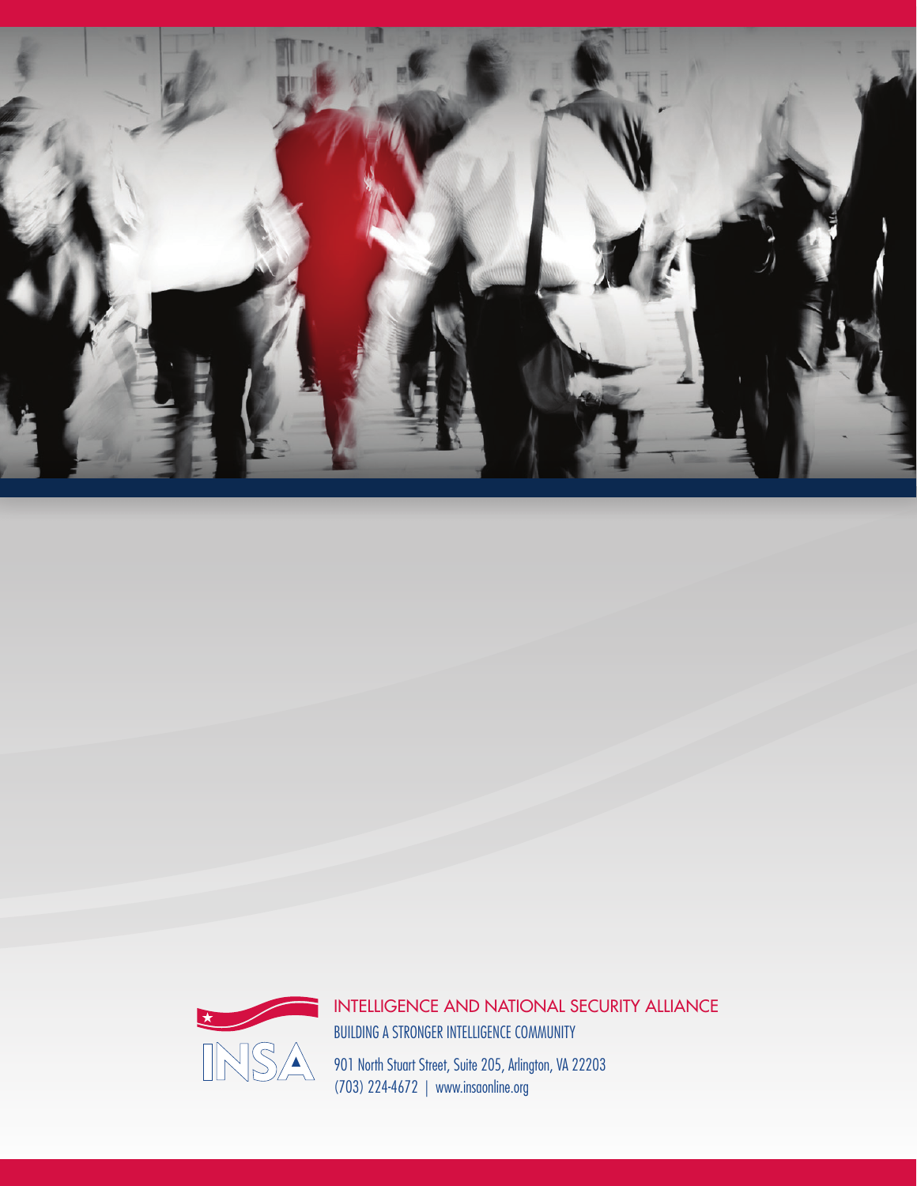INTELLIGENCE AND NATIONAL SECURITY ALLIANCE

BUILDING A STRONGER INTELLIGENCE COMMUNITY

901 North Stuart Street, Suite 205, Arlington, VA 22203
(703) 224-4672 | www.insaonline.org